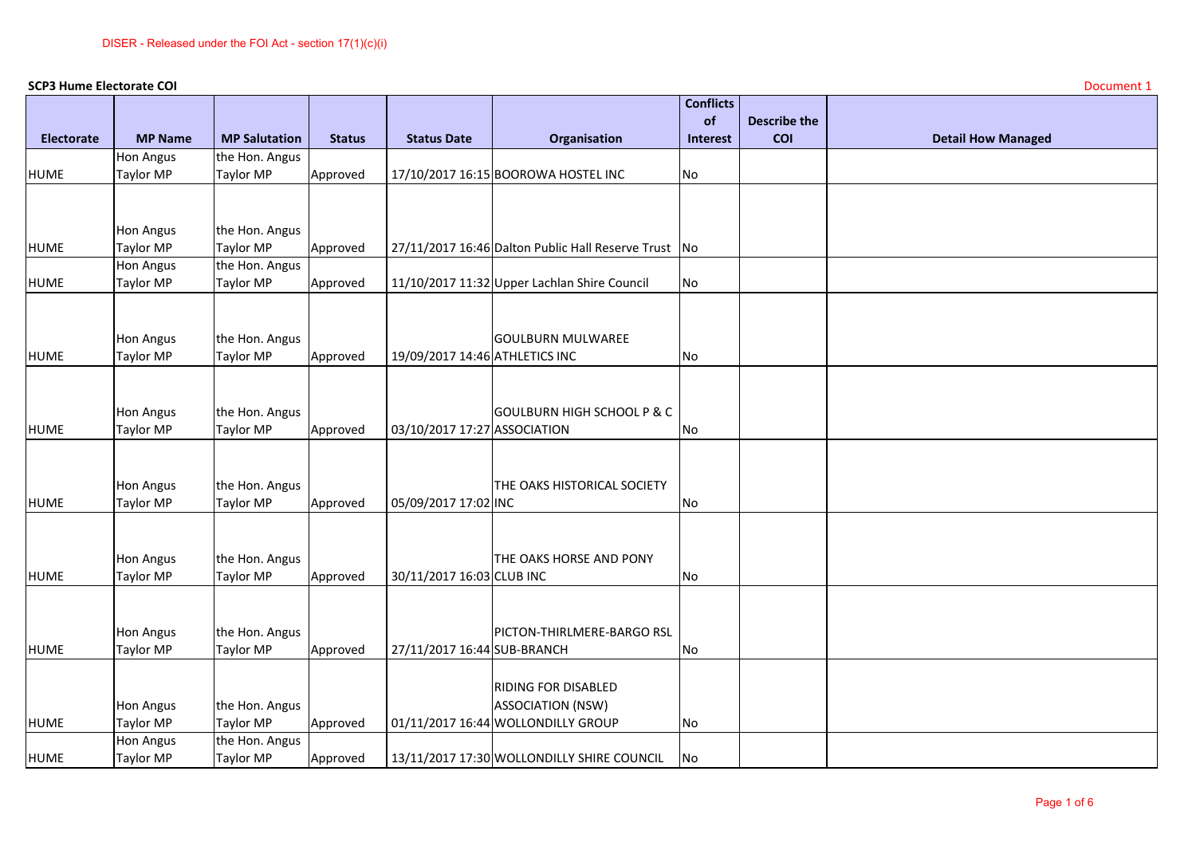DISER - Released under the FOI Act - section 17(1)(c)(i)

**SCP3 Hume Electorate COI**

Document 1

| Electorate | MP Name | MP Salutation | Status | Status Date | Organisation | Conflicts of Interest | Describe the COI | Detail How Managed |
|---|---|---|---|---|---|---|---|---|
| HUME | Hon Angus Taylor MP | the Hon. Angus Taylor MP | Approved | 17/10/2017 16:15 | BOOROWA HOSTEL INC | No | | |
| HUME | Hon Angus Taylor MP | the Hon. Angus Taylor MP | Approved | 27/11/2017 16:46 | Dalton Public Hall Reserve Trust | No | | |
| HUME | Hon Angus Taylor MP | the Hon. Angus Taylor MP | Approved | 11/10/2017 11:32 | Upper Lachlan Shire Council | No | | |
| HUME | Hon Angus Taylor MP | the Hon. Angus Taylor MP | Approved | 19/09/2017 14:46 | GOULBURN MULWAREE ATHLETICS INC | No | | |
| HUME | Hon Angus Taylor MP | the Hon. Angus Taylor MP | Approved | 03/10/2017 17:27 | GOULBURN HIGH SCHOOL P & C ASSOCIATION | No | | |
| HUME | Hon Angus Taylor MP | the Hon. Angus Taylor MP | Approved | 05/09/2017 17:02 | THE OAKS HISTORICAL SOCIETY INC | No | | |
| HUME | Hon Angus Taylor MP | the Hon. Angus Taylor MP | Approved | 30/11/2017 16:03 | THE OAKS HORSE AND PONY CLUB INC | No | | |
| HUME | Hon Angus Taylor MP | the Hon. Angus Taylor MP | Approved | 27/11/2017 16:44 | PICTON-THIRLMERE-BARGO RSL SUB-BRANCH | No | | |
| HUME | Hon Angus Taylor MP | the Hon. Angus Taylor MP | Approved | 01/11/2017 16:44 | RIDING FOR DISABLED ASSOCIATION (NSW) WOLLONDILLY GROUP | No | | |
| HUME | Hon Angus Taylor MP | the Hon. Angus Taylor MP | Approved | 13/11/2017 17:30 | WOLLONDILLY SHIRE COUNCIL | No | | |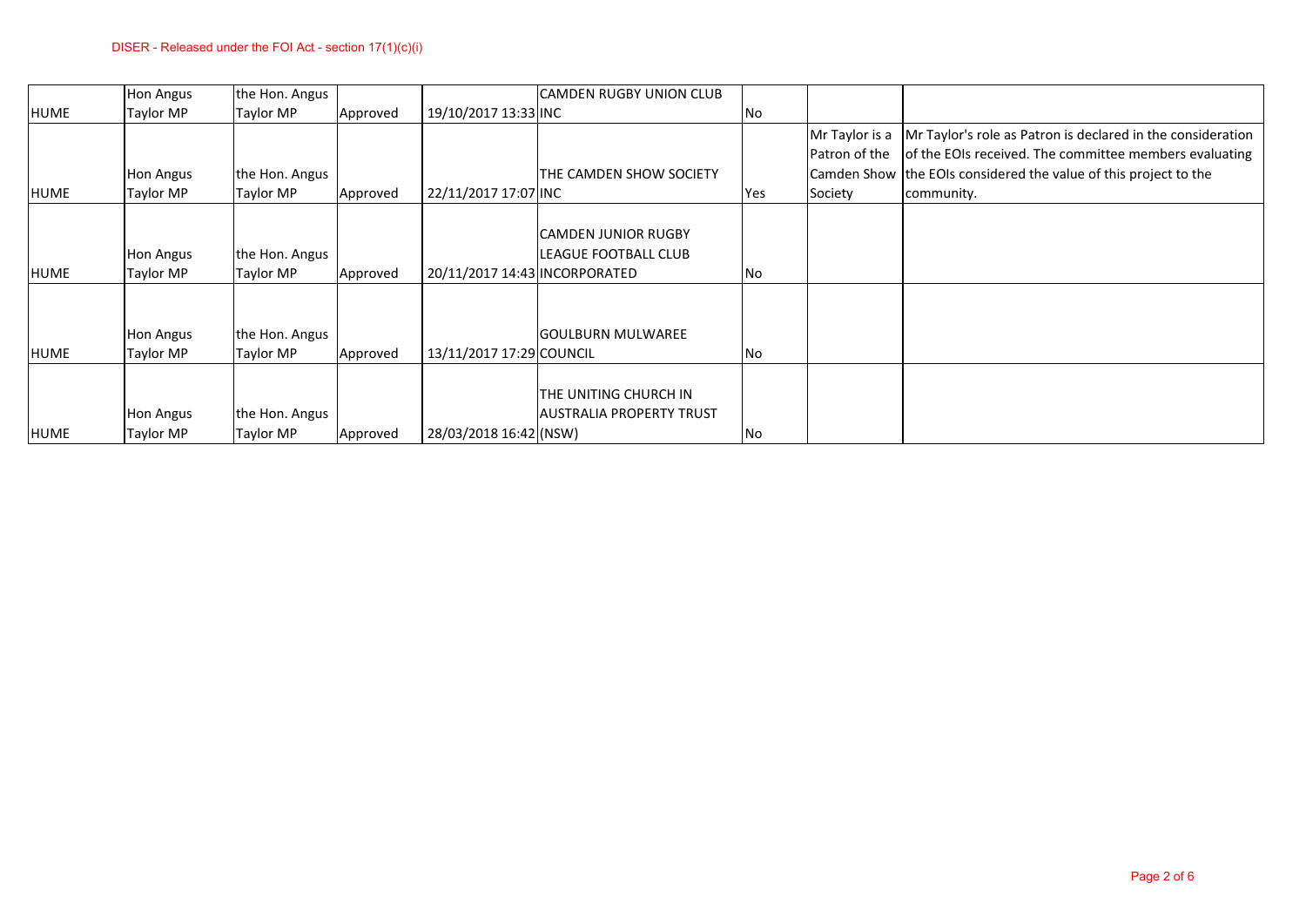DISER - Released under the FOI Act - section 17(1)(c)(i)

| | | | | | | | | |
|---|---|---|---|---|---|---|---|---|
| HUME | Hon Angus Taylor MP | the Hon. Angus Taylor MP | Approved | 19/10/2017 13:33 | CAMDEN RUGBY UNION CLUB INC | No | | |
| HUME | Hon Angus Taylor MP | the Hon. Angus Taylor MP | Approved | 22/11/2017 17:07 | THE CAMDEN SHOW SOCIETY INC | Yes | Mr Taylor is a Patron of the Camden Show Society | Mr Taylor's role as Patron is declared in the consideration of the EOIs received. The committee members evaluating the EOIs considered the value of this project to the community. |
| HUME | Hon Angus Taylor MP | the Hon. Angus Taylor MP | Approved | 20/11/2017 14:43 | CAMDEN JUNIOR RUGBY LEAGUE FOOTBALL CLUB INCORPORATED | No | | |
| HUME | Hon Angus Taylor MP | the Hon. Angus Taylor MP | Approved | 13/11/2017 17:29 | GOULBURN MULWAREE COUNCIL | No | | |
| HUME | Hon Angus Taylor MP | the Hon. Angus Taylor MP | Approved | 28/03/2018 16:42 | THE UNITING CHURCH IN AUSTRALIA PROPERTY TRUST (NSW) | No | | |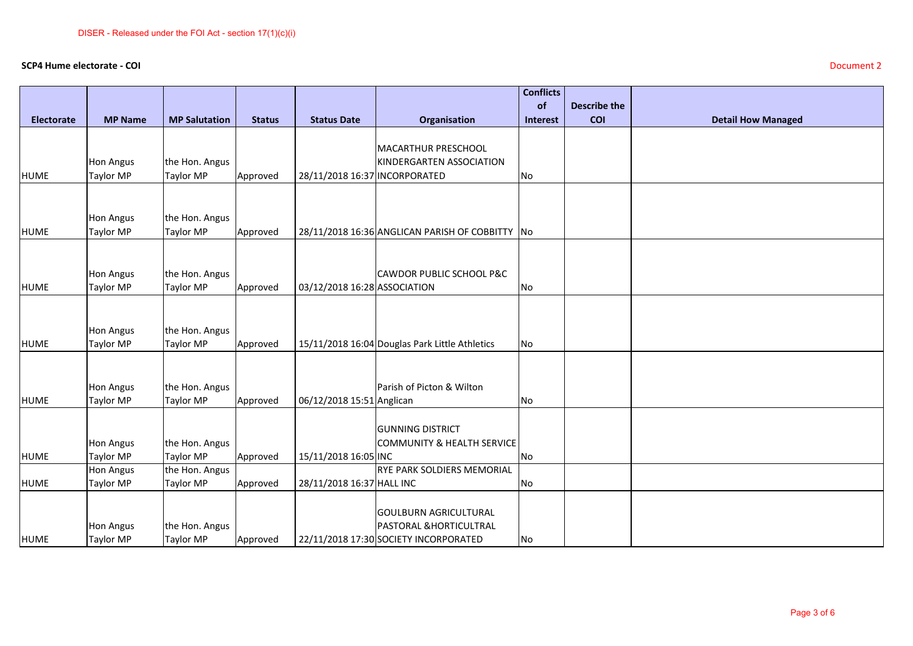DISER - Released under the FOI Act - section 17(1)(c)(i)

**SCP4 Hume electorate - COI**

Document 2

| Electorate | MP Name | MP Salutation | Status | Status Date | Organisation | Conflicts of Interest | Describe the COI | Detail How Managed |
|---|---|---|---|---|---|---|---|---|
| HUME | Hon Angus Taylor MP | the Hon. Angus Taylor MP | Approved | 28/11/2018 16:37 | MACARTHUR PRESCHOOL KINDERGARTEN ASSOCIATION INCORPORATED | No | | |
| HUME | Hon Angus Taylor MP | the Hon. Angus Taylor MP | Approved | 28/11/2018 16:36 | ANGLICAN PARISH OF COBBITTY | No | | |
| HUME | Hon Angus Taylor MP | the Hon. Angus Taylor MP | Approved | 03/12/2018 16:28 | CAWDOR PUBLIC SCHOOL P&C ASSOCIATION | No | | |
| HUME | Hon Angus Taylor MP | the Hon. Angus Taylor MP | Approved | 15/11/2018 16:04 | Douglas Park Little Athletics | No | | |
| HUME | Hon Angus Taylor MP | the Hon. Angus Taylor MP | Approved | 06/12/2018 15:51 | Parish of Picton & Wilton Anglican | No | | |
| HUME | Hon Angus Taylor MP | the Hon. Angus Taylor MP | Approved | 15/11/2018 16:05 | GUNNING DISTRICT COMMUNITY & HEALTH SERVICE INC | No | | |
| HUME | Hon Angus Taylor MP | the Hon. Angus Taylor MP | Approved | 28/11/2018 16:37 | RYE PARK SOLDIERS MEMORIAL HALL INC | No | | |
| HUME | Hon Angus Taylor MP | the Hon. Angus Taylor MP | Approved | 22/11/2018 17:30 | GOULBURN AGRICULTURAL PASTORAL &HORTICULTRAL SOCIETY INCORPORATED | No | | |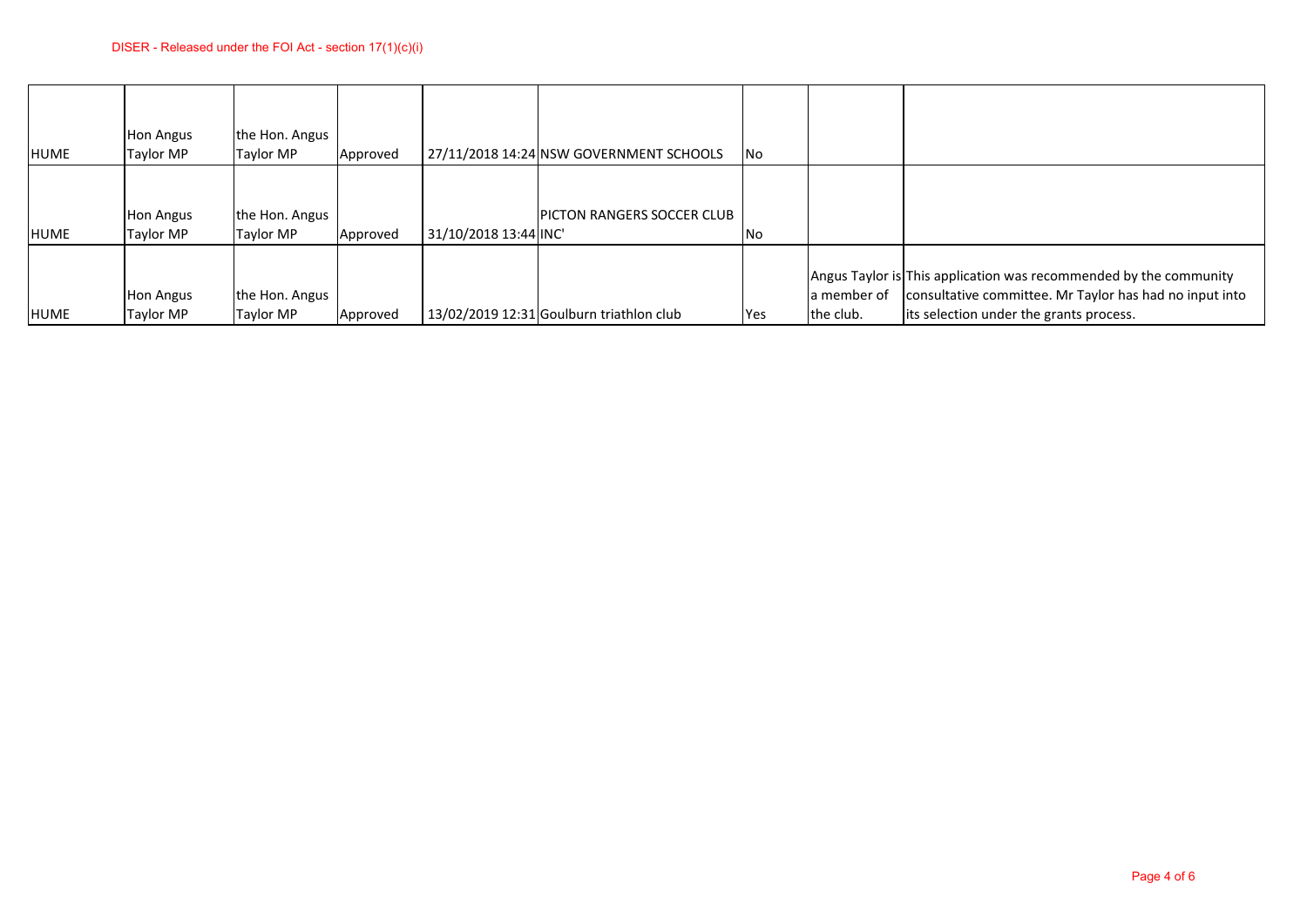DISER - Released under the FOI Act - section 17(1)(c)(i)

| | | | | | | | | |
|---|---|---|---|---|---|---|---|---|
| HUME | Hon Angus Taylor MP | the Hon. Angus Taylor MP | Approved | 27/11/2018 14:24 | NSW GOVERNMENT SCHOOLS | No | | |
| HUME | Hon Angus Taylor MP | the Hon. Angus Taylor MP | Approved | 31/10/2018 13:44 | PICTON RANGERS SOCCER CLUB INC' | No | | |
| HUME | Hon Angus Taylor MP | the Hon. Angus Taylor MP | Approved | 13/02/2019 12:31 | Goulburn triathlon club | Yes | Angus Taylor is a member of the club. | This application was recommended by the community consultative committee. Mr Taylor has had no input into its selection under the grants process. |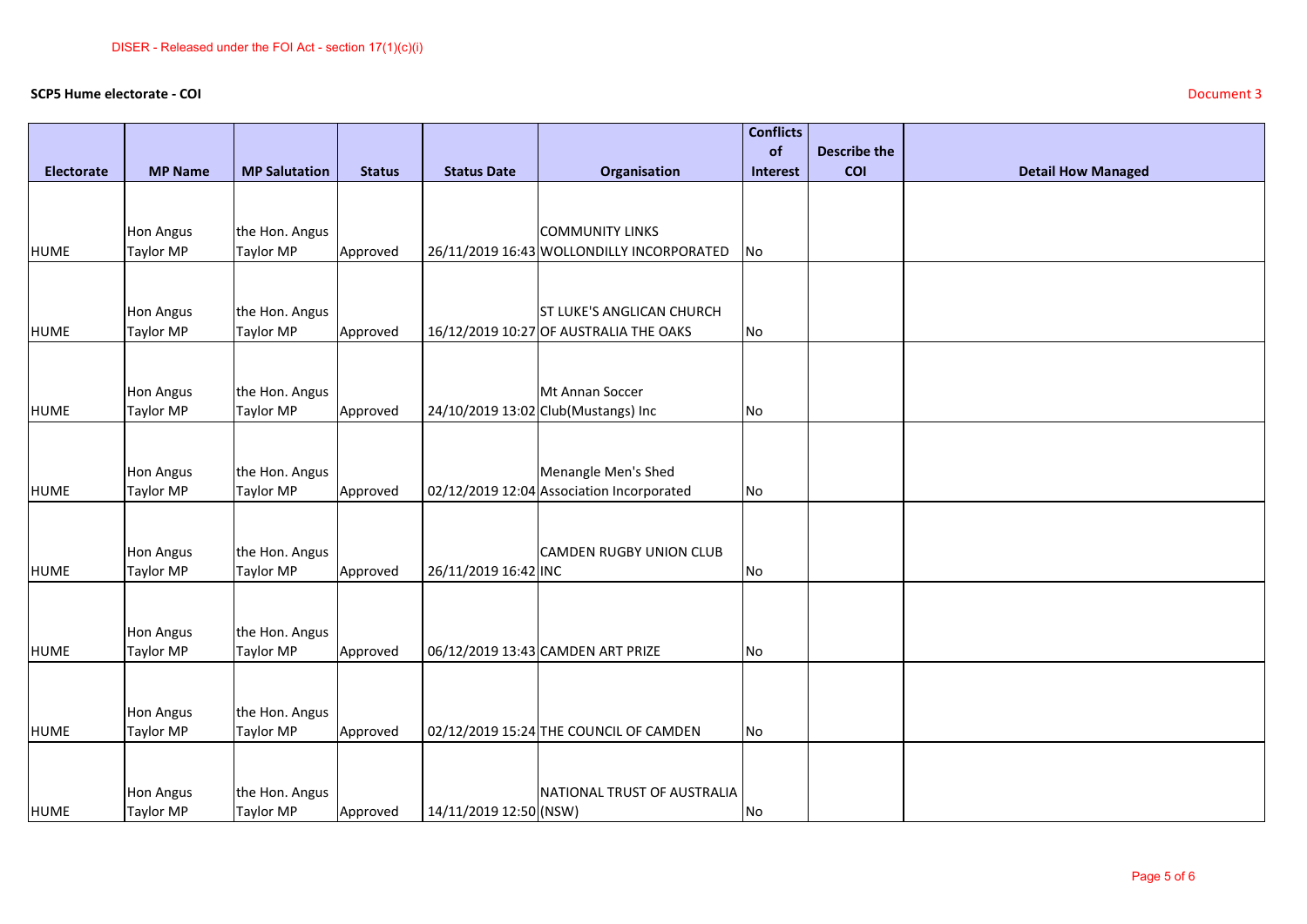DISER - Released under the FOI Act - section 17(1)(c)(i)

**SCP5 Hume electorate - COI**

Document 3

| Electorate | MP Name | MP Salutation | Status | Status Date | Organisation | Conflicts of Interest | Describe the COI | Detail How Managed |
|---|---|---|---|---|---|---|---|---|
| HUME | Hon Angus Taylor MP | the Hon. Angus Taylor MP | Approved | 26/11/2019 16:43 | COMMUNITY LINKS WOLLONDILLY INCORPORATED | No | | |
| HUME | Hon Angus Taylor MP | the Hon. Angus Taylor MP | Approved | 16/12/2019 10:27 | ST LUKE'S ANGLICAN CHURCH OF AUSTRALIA THE OAKS | No | | |
| HUME | Hon Angus Taylor MP | the Hon. Angus Taylor MP | Approved | 24/10/2019 13:02 | Mt Annan Soccer Club(Mustangs) Inc | No | | |
| HUME | Hon Angus Taylor MP | the Hon. Angus Taylor MP | Approved | 02/12/2019 12:04 | Menangle Men's Shed Association Incorporated | No | | |
| HUME | Hon Angus Taylor MP | the Hon. Angus Taylor MP | Approved | 26/11/2019 16:42 | CAMDEN RUGBY UNION CLUB INC | No | | |
| HUME | Hon Angus Taylor MP | the Hon. Angus Taylor MP | Approved | 06/12/2019 13:43 | CAMDEN ART PRIZE | No | | |
| HUME | Hon Angus Taylor MP | the Hon. Angus Taylor MP | Approved | 02/12/2019 15:24 | THE COUNCIL OF CAMDEN | No | | |
| HUME | Hon Angus Taylor MP | the Hon. Angus Taylor MP | Approved | 14/11/2019 12:50 | NATIONAL TRUST OF AUSTRALIA (NSW) | No | | |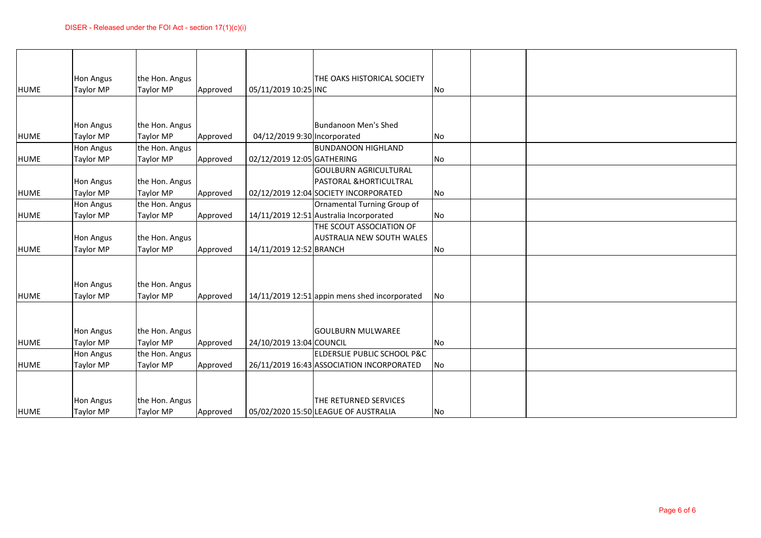DISER - Released under the FOI Act - section 17(1)(c)(i)

| | | | | | | | | |
|---|---|---|---|---|---|---|---|---|
| HUME | Hon Angus Taylor MP | the Hon. Angus Taylor MP | Approved | 05/11/2019 10:25 | THE OAKS HISTORICAL SOCIETY INC | No | | |
| HUME | Hon Angus Taylor MP | the Hon. Angus Taylor MP | Approved | 04/12/2019 9:30 | Bundanoon Men's Shed Incorporated | No | | |
| HUME | Hon Angus Taylor MP | the Hon. Angus Taylor MP | Approved | 02/12/2019 12:05 | BUNDANOON HIGHLAND GATHERING | No | | |
| HUME | Hon Angus Taylor MP | the Hon. Angus Taylor MP | Approved | 02/12/2019 12:04 | GOULBURN AGRICULTURAL PASTORAL &HORTICULTRAL SOCIETY INCORPORATED | No | | |
| HUME | Hon Angus Taylor MP | the Hon. Angus Taylor MP | Approved | 14/11/2019 12:51 | Ornamental Turning Group of Australia Incorporated | No | | |
| HUME | Hon Angus Taylor MP | the Hon. Angus Taylor MP | Approved | 14/11/2019 12:52 | THE SCOUT ASSOCIATION OF AUSTRALIA NEW SOUTH WALES BRANCH | No | | |
| HUME | Hon Angus Taylor MP | the Hon. Angus Taylor MP | Approved | 14/11/2019 12:51 | appin mens shed incorporated | No | | |
| HUME | Hon Angus Taylor MP | the Hon. Angus Taylor MP | Approved | 24/10/2019 13:04 | GOULBURN MULWAREE COUNCIL | No | | |
| HUME | Hon Angus Taylor MP | the Hon. Angus Taylor MP | Approved | 26/11/2019 16:43 | ELDERSLIE PUBLIC SCHOOL P&C ASSOCIATION INCORPORATED | No | | |
| HUME | Hon Angus Taylor MP | the Hon. Angus Taylor MP | Approved | 05/02/2020 15:50 | THE RETURNED SERVICES LEAGUE OF AUSTRALIA | No | | |